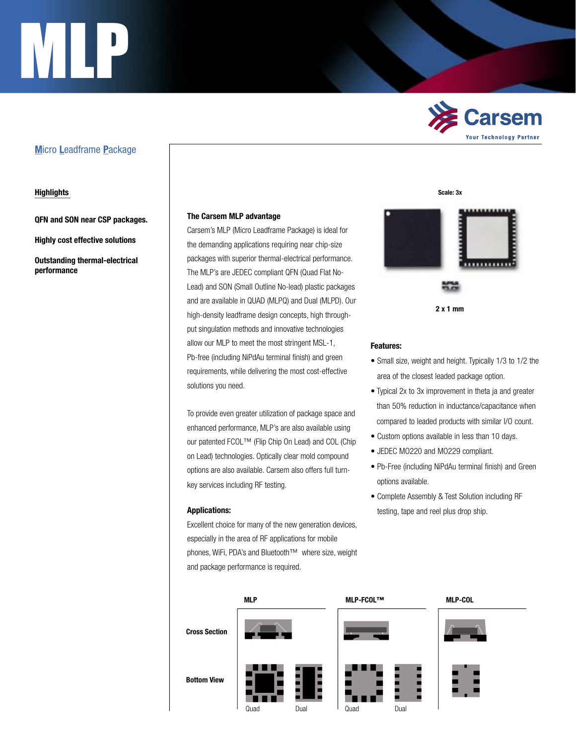# MLP

Carsem
Your Technology Partner

## Micro Leadframe Package

### Highlights

**QFN and SON near CSP packages.**

**Highly cost effective solutions**

**Outstanding thermal-electrical performance**

### The Carsem MLP advantage

Carsem's MLP (Micro Leadframe Package) is ideal for the demanding applications requiring near chip-size packages with superior thermal-electrical performance. The MLP's are JEDEC compliant QFN (Quad Flat No-Lead) and SON (Small Outline No-lead) plastic packages and are available in QUAD (MLPQ) and Dual (MLPD). Our high-density leadframe design concepts, high through-put singulation methods and innovative technologies allow our MLP to meet the most stringent MSL-1, Pb-free (including NiPdAu terminal finish) and green requirements, while delivering the most cost-effective solutions you need.

To provide even greater utilization of package space and enhanced performance, MLP's are also available using our patented FCOL™ (Flip Chip On Lead) and COL (Chip on Lead) technologies. Optically clear mold compound options are also available. Carsem also offers full turn-key services including RF testing.

### Applications:

Excellent choice for many of the new generation devices, especially in the area of RF applications for mobile phones, WiFi, PDA's and Bluetooth™ where size, weight and package performance is required.

Scale: 3x

2 x 1 mm

### Features:

- Small size, weight and height. Typically 1/3 to 1/2 the area of the closest leaded package option.
- Typical 2x to 3x improvement in theta ja and greater than 50% reduction in inductance/capacitance when compared to leaded products with similar I/O count.
- Custom options available in less than 10 days.
- JEDEC MO220 and MO229 compliant.
- Pb-Free (including NiPdAu terminal finish) and Green options available.
- Complete Assembly & Test Solution including RF testing, tape and reel plus drop ship.

MLP | MLP-FCOL™ | MLP-COL

Cross Section

Bottom View

Quad | Dual | Quad | Dual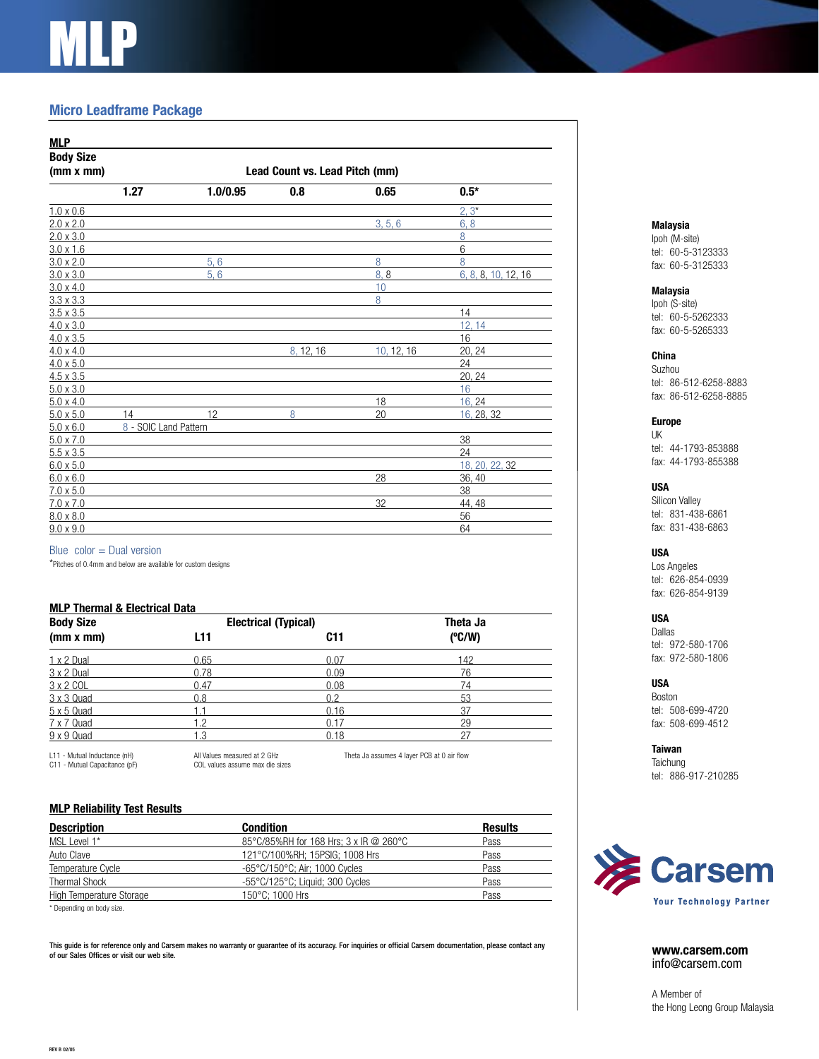# MLP

## Micro Leadframe Package

| MLP Body Size (mm x mm) | Lead Count vs. Lead Pitch (mm) | | | | |
|---|---|---|---|---|---|
| | 1.27 | 1.0/0.95 | 0.8 | 0.65 | 0.5* |
| 1.0 x 0.6 | | | | | 2, 3* |
| 2.0 x 2.0 | | | | 3, 5, 6 | 6, 8 |
| 2.0 x 3.0 | | | | | 8 |
| 3.0 x 1.6 | | | | | 6 |
| 3.0 x 2.0 | | 5, 6 | | 8 | 8 |
| 3.0 x 3.0 | | 5, 6 | | 8, 8 | 6, 8, 8, 10, 12, 16 |
| 3.0 x 4.0 | | | | 10 | |
| 3.3 x 3.3 | | | | 8 | |
| 3.5 x 3.5 | | | | | 14 |
| 4.0 x 3.0 | | | | | 12, 14 |
| 4.0 x 3.5 | | | | | 16 |
| 4.0 x 4.0 | | | 8, 12, 16 | 10, 12, 16 | 20, 24 |
| 4.0 x 5.0 | | | | | 24 |
| 4.5 x 3.5 | | | | | 20, 24 |
| 5.0 x 3.0 | | | | | 16 |
| 5.0 x 4.0 | | | | 18 | 16, 24 |
| 5.0 x 5.0 | 14 | 12 | 8 | 20 | 16, 28, 32 |
| 5.0 x 6.0 | 8 - SOIC Land Pattern | | | | |
| 5.0 x 7.0 | | | | | 38 |
| 5.5 x 3.5 | | | | | 24 |
| 6.0 x 5.0 | | | | | 18, 20, 22, 32 |
| 6.0 x 6.0 | | | | 28 | 36, 40 |
| 7.0 x 5.0 | | | | | 38 |
| 7.0 x 7.0 | | | | 32 | 44, 48 |
| 8.0 x 8.0 | | | | | 56 |
| 9.0 x 9.0 | | | | | 64 |

Blue color = Dual version

*Pitches of 0.4mm and below are available for custom designs

### MLP Thermal & Electrical Data

| Body Size (mm x mm) | Electrical (Typical) L11 | Electrical (Typical) C11 | Theta Ja (ºC/W) |
|---|---|---|---|
| 1 x 2 Dual | 0.65 | 0.07 | 142 |
| 3 x 2 Dual | 0.78 | 0.09 | 76 |
| 3 x 2 COL | 0.47 | 0.08 | 74 |
| 3 x 3 Quad | 0.8 | 0.2 | 53 |
| 5 x 5 Quad | 1.1 | 0.16 | 37 |
| 7 x 7 Quad | 1.2 | 0.17 | 29 |
| 9 x 9 Quad | 1.3 | 0.18 | 27 |

L11 - Mutual Inductance (nH)
C11 - Mutual Capacitance (pF)

All Values measured at 2 GHz
COL values assume max die sizes

Theta Ja assumes 4 layer PCB at 0 air flow

### MLP Reliability Test Results

| Description | Condition | Results |
|---|---|---|
| MSL Level 1* | 85°C/85%RH for 168 Hrs; 3 x IR @ 260°C | Pass |
| Auto Clave | 121°C/100%RH; 15PSIG; 1008 Hrs | Pass |
| Temperature Cycle | -65°C/150°C; Air; 1000 Cycles | Pass |
| Thermal Shock | -55°C/125°C; Liquid; 300 Cycles | Pass |
| High Temperature Storage | 150°C; 1000 Hrs | Pass |

* Depending on body size.

**This guide is for reference only and Carsem makes no warranty or guarantee of its accuracy. For inquiries or official Carsem documentation, please contact any of our Sales Offices or visit our web site.**

**Malaysia**
Ipoh (M-site)
tel: 60-5-3123333
fax: 60-5-3125333

**Malaysia**
Ipoh (S-site)
tel: 60-5-5262333
fax: 60-5-5265333

**China**
Suzhou
tel: 86-512-6258-8883
fax: 86-512-6258-8885

**Europe**
UK
tel: 44-1793-853888
fax: 44-1793-855388

**USA**
Silicon Valley
tel: 831-438-6861
fax: 831-438-6863

**USA**
Los Angeles
tel: 626-854-0939
fax: 626-854-9139

**USA**
Dallas
tel: 972-580-1706
fax: 972-580-1806

**USA**
Boston
tel: 508-699-4720
fax: 508-699-4512

**Taiwan**
Taichung
tel: 886-917-210285

Carsem
Your Technology Partner

**www.carsem.com**
info@carsem.com

A Member of
the Hong Leong Group Malaysia

REV B 02/05